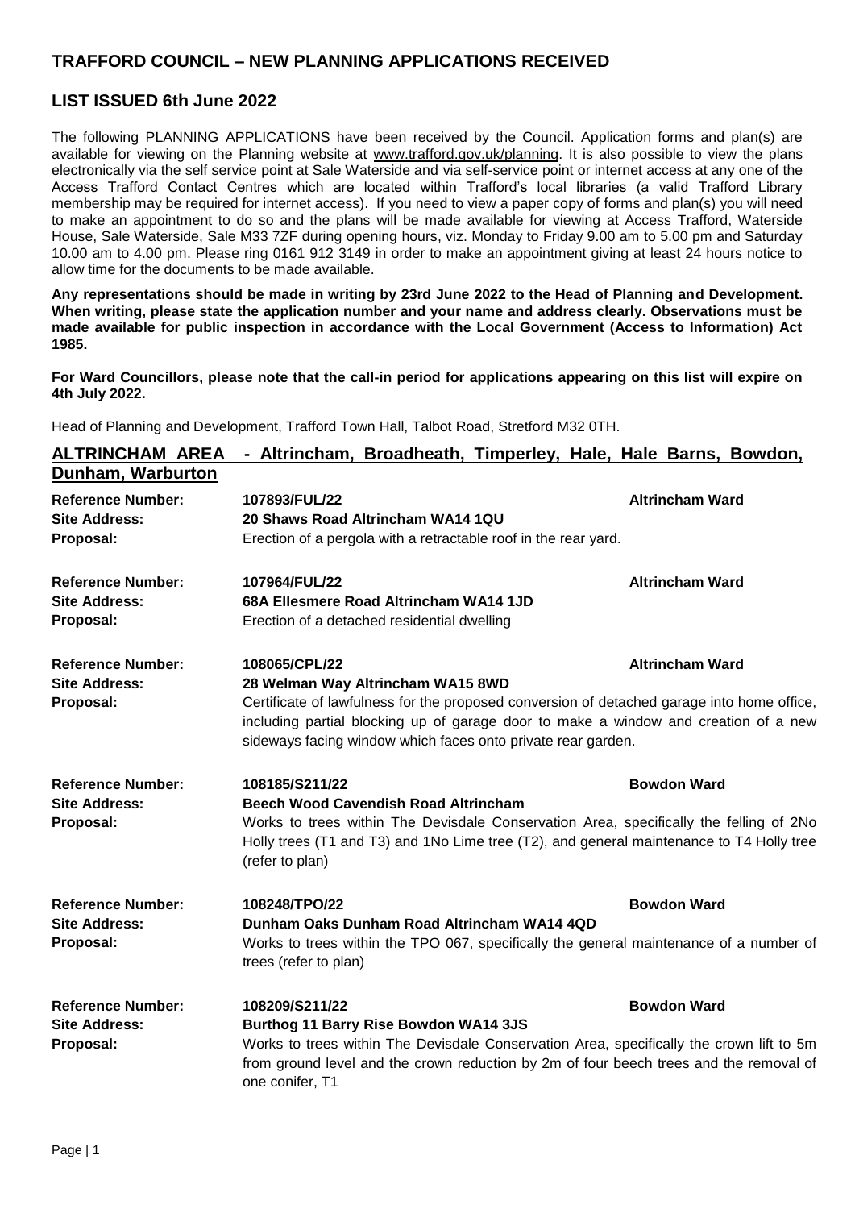# TRAFFORD COUNCIL – NEW PLANNING APPLICATIONS RECEIVED

## LIST ISSUED 6th June 2022

The following PLANNING APPLICATIONS have been received by the Council. Application forms and plan(s) are available for viewing on the Planning website at www.trafford.gov.uk/planning. It is also possible to view the plans electronically via the self service point at Sale Waterside and via self-service point or internet access at any one of the Access Trafford Contact Centres which are located within Trafford's local libraries (a valid Trafford Library membership may be required for internet access). If you need to view a paper copy of forms and plan(s) you will need to make an appointment to do so and the plans will be made available for viewing at Access Trafford, Waterside House, Sale Waterside, Sale M33 7ZF during opening hours, viz. Monday to Friday 9.00 am to 5.00 pm and Saturday 10.00 am to 4.00 pm. Please ring 0161 912 3149 in order to make an appointment giving at least 24 hours notice to allow time for the documents to be made available.

**Any representations should be made in writing by 23rd June 2022 to the Head of Planning and Development. When writing, please state the application number and your name and address clearly. Observations must be made available for public inspection in accordance with the Local Government (Access to Information) Act 1985.**

**For Ward Councillors, please note that the call-in period for applications appearing on this list will expire on 4th July 2022.**

Head of Planning and Development, Trafford Town Hall, Talbot Road, Stretford M32 0TH.

## ALTRINCHAM AREA - Altrincham, Broadheath, Timperley, Hale, Hale Barns, Bowdon, Dunham, Warburton

**Reference Number:** **107893/FUL/22** — **Altrincham Ward**
**Site Address:** **20 Shaws Road Altrincham WA14 1QU**
**Proposal:** Erection of a pergola with a retractable roof in the rear yard.

**Reference Number:** **107964/FUL/22** — **Altrincham Ward**
**Site Address:** **68A Ellesmere Road Altrincham WA14 1JD**
**Proposal:** Erection of a detached residential dwelling

**Reference Number:** **108065/CPL/22** — **Altrincham Ward**
**Site Address:** **28 Welman Way Altrincham WA15 8WD**
**Proposal:** Certificate of lawfulness for the proposed conversion of detached garage into home office, including partial blocking up of garage door to make a window and creation of a new sideways facing window which faces onto private rear garden.

**Reference Number:** **108185/S211/22** — **Bowdon Ward**
**Site Address:** **Beech Wood Cavendish Road Altrincham**
**Proposal:** Works to trees within The Devisdale Conservation Area, specifically the felling of 2No Holly trees (T1 and T3) and 1No Lime tree (T2), and general maintenance to T4 Holly tree (refer to plan)

**Reference Number:** **108248/TPO/22** — **Bowdon Ward**
**Site Address:** **Dunham Oaks Dunham Road Altrincham WA14 4QD**
**Proposal:** Works to trees within the TPO 067, specifically the general maintenance of a number of trees (refer to plan)

**Reference Number:** **108209/S211/22** — **Bowdon Ward**
**Site Address:** **Burthog 11 Barry Rise Bowdon WA14 3JS**
**Proposal:** Works to trees within The Devisdale Conservation Area, specifically the crown lift to 5m from ground level and the crown reduction by 2m of four beech trees and the removal of one conifer, T1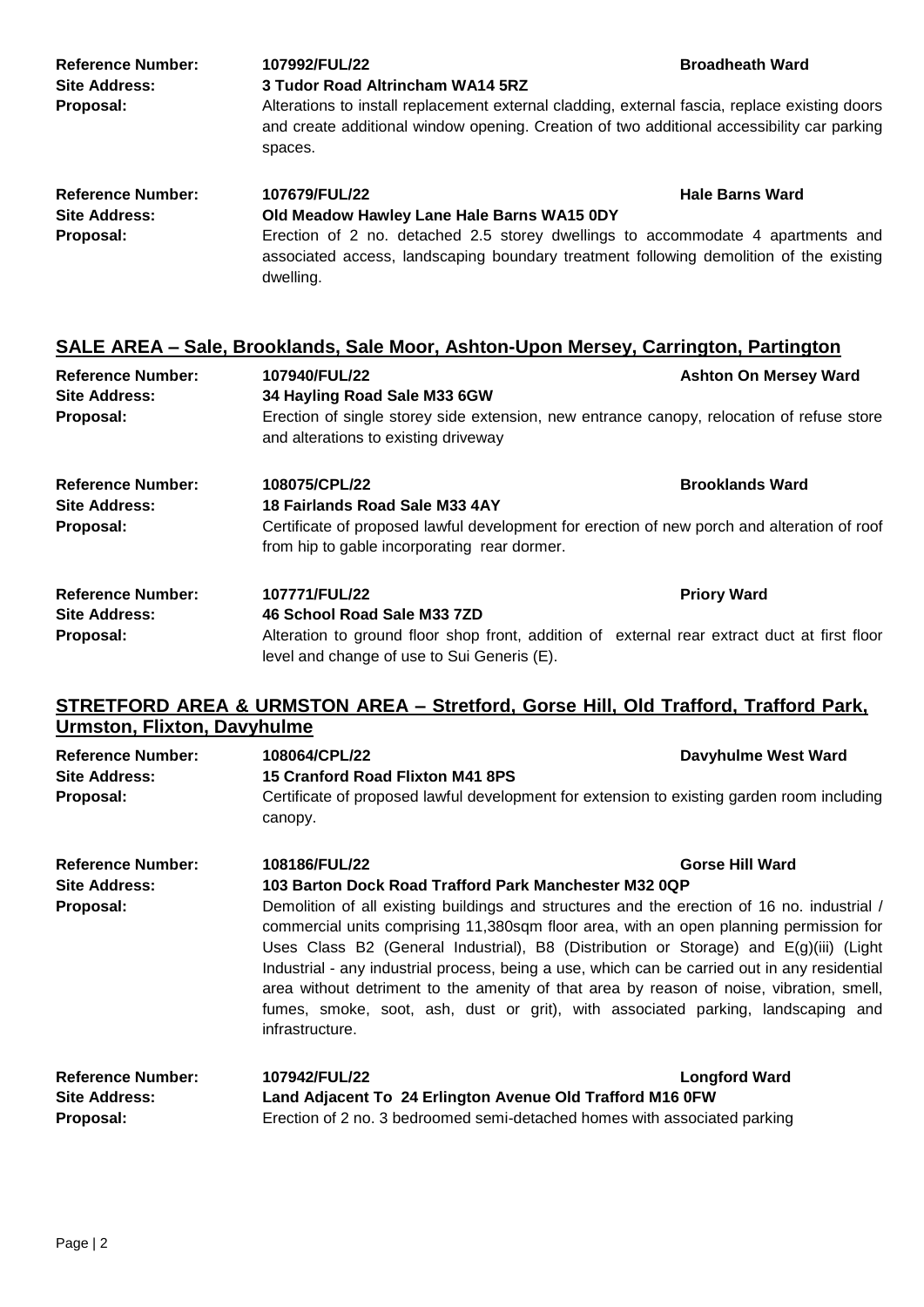**Reference Number:** **107992/FUL/22** **Broadheath Ward**
**Site Address:** **3 Tudor Road Altrincham WA14 5RZ**
**Proposal:** Alterations to install replacement external cladding, external fascia, replace existing doors and create additional window opening. Creation of two additional accessibility car parking spaces.

**Reference Number:** **107679/FUL/22** **Hale Barns Ward**
**Site Address:** **Old Meadow Hawley Lane Hale Barns WA15 0DY**
**Proposal:** Erection of 2 no. detached 2.5 storey dwellings to accommodate 4 apartments and associated access, landscaping boundary treatment following demolition of the existing dwelling.

## SALE AREA – Sale, Brooklands, Sale Moor, Ashton-Upon Mersey, Carrington, Partington

**Reference Number:** **107940/FUL/22** **Ashton On Mersey Ward**
**Site Address:** **34 Hayling Road Sale M33 6GW**
**Proposal:** Erection of single storey side extension, new entrance canopy, relocation of refuse store and alterations to existing driveway

**Reference Number:** **108075/CPL/22** **Brooklands Ward**
**Site Address:** **18 Fairlands Road Sale M33 4AY**
**Proposal:** Certificate of proposed lawful development for erection of new porch and alteration of roof from hip to gable incorporating rear dormer.

**Reference Number:** **107771/FUL/22** **Priory Ward**
**Site Address:** **46 School Road Sale M33 7ZD**
**Proposal:** Alteration to ground floor shop front, addition of external rear extract duct at first floor level and change of use to Sui Generis (E).

## STRETFORD AREA & URMSTON AREA – Stretford, Gorse Hill, Old Trafford, Trafford Park, Urmston, Flixton, Davyhulme

**Reference Number:** **108064/CPL/22** **Davyhulme West Ward**
**Site Address:** **15 Cranford Road Flixton M41 8PS**
**Proposal:** Certificate of proposed lawful development for extension to existing garden room including canopy.

**Reference Number:** **108186/FUL/22** **Gorse Hill Ward**
**Site Address:** **103 Barton Dock Road Trafford Park Manchester M32 0QP**
**Proposal:** Demolition of all existing buildings and structures and the erection of 16 no. industrial / commercial units comprising 11,380sqm floor area, with an open planning permission for Uses Class B2 (General Industrial), B8 (Distribution or Storage) and E(g)(iii) (Light Industrial - any industrial process, being a use, which can be carried out in any residential area without detriment to the amenity of that area by reason of noise, vibration, smell, fumes, smoke, soot, ash, dust or grit), with associated parking, landscaping and infrastructure.

**Reference Number:** **107942/FUL/22** **Longford Ward**
**Site Address:** **Land Adjacent To 24 Erlington Avenue Old Trafford M16 0FW**
**Proposal:** Erection of 2 no. 3 bedroomed semi-detached homes with associated parking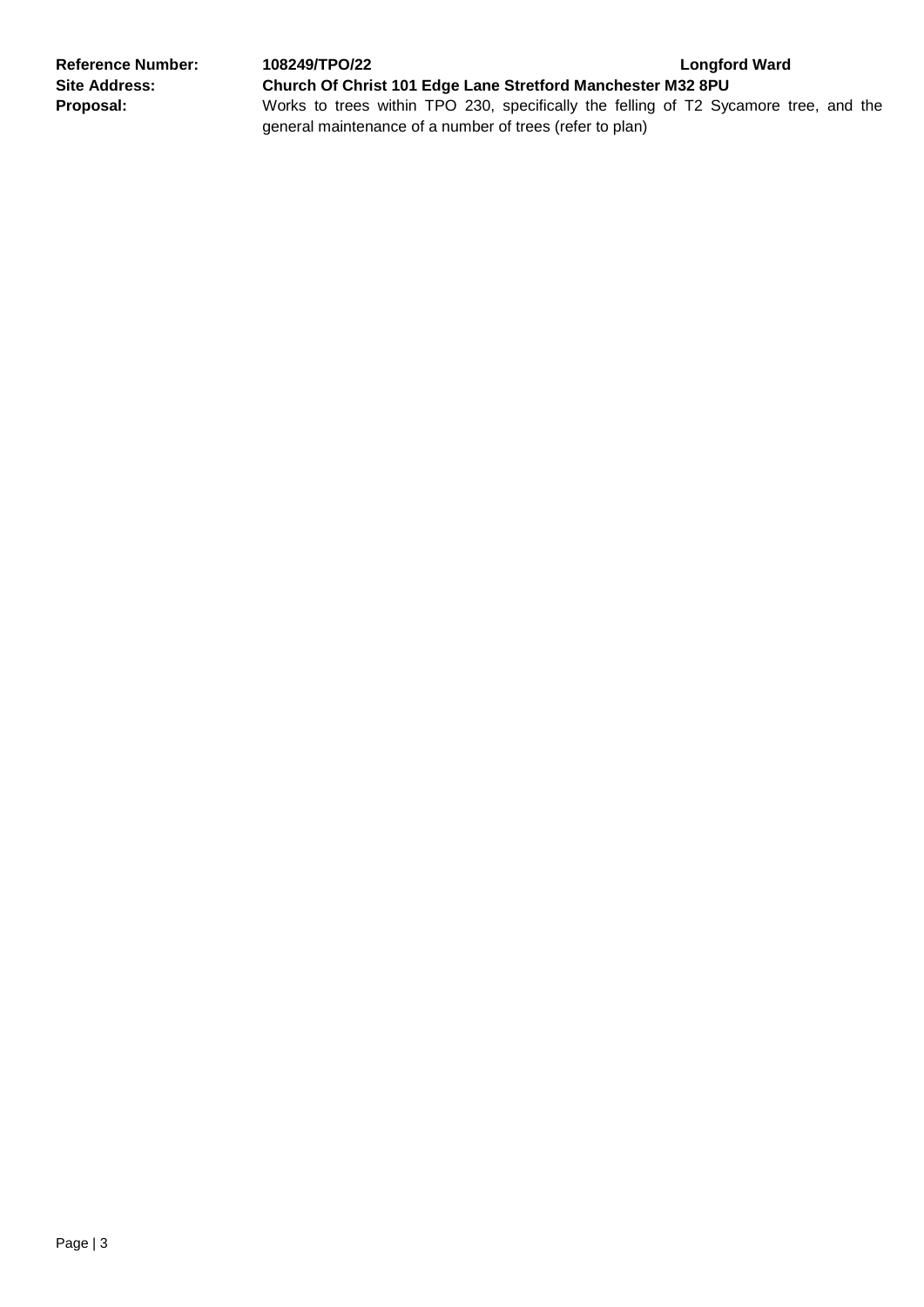| | | |
|---|---|---|
| **Reference Number:** | **108249/TPO/22** | **Longford Ward** |
| **Site Address:** | **Church Of Christ 101 Edge Lane Stretford Manchester M32 8PU** | |
| **Proposal:** | Works to trees within TPO 230, specifically the felling of T2 Sycamore tree, and the general maintenance of a number of trees (refer to plan) | |